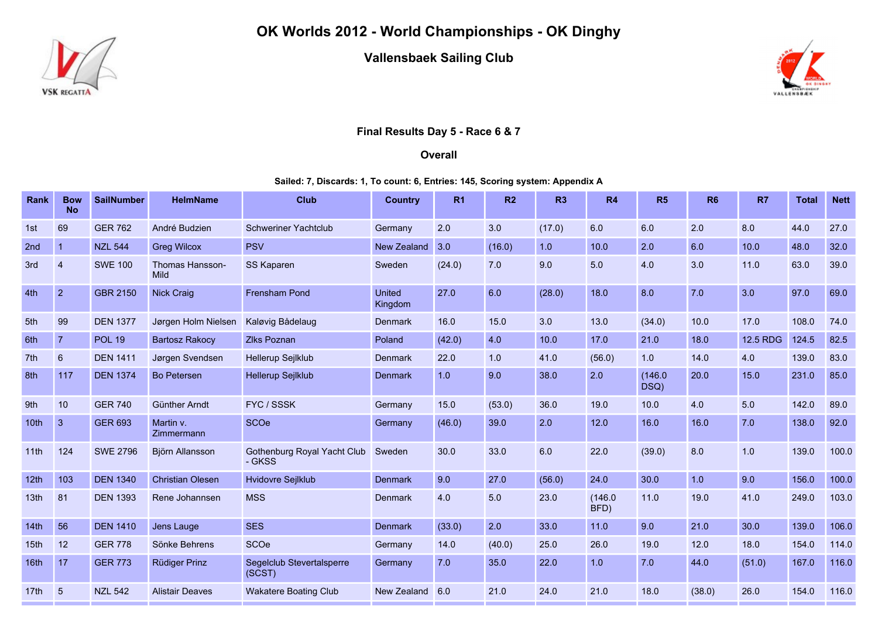# OK Worlds 2012 - World Championships - OK Dinghy

## Vallensbaek Sailing Club

### Final Results Day 5 - Race 6 & 7

### Overall

**Sailed: 7, Discards: 1, To count: 6, Entries: 145, Scoring system: Appendix A**

| Rank | Bow No | SailNumber | HelmName | Club | Country | R1 | R2 | R3 | R4 | R5 | R6 | R7 | Total | Nett |
|---|---|---|---|---|---|---|---|---|---|---|---|---|---|---|
| 1st | 69 | GER 762 | André Budzien | Schweriner Yachtclub | Germany | 2.0 | 3.0 | (17.0) | 6.0 | 6.0 | 2.0 | 8.0 | 44.0 | 27.0 |
| 2nd | 1 | NZL 544 | Greg Wilcox | PSV | New Zealand | 3.0 | (16.0) | 1.0 | 10.0 | 2.0 | 6.0 | 10.0 | 48.0 | 32.0 |
| 3rd | 4 | SWE 100 | Thomas Hansson-Mild | SS Kaparen | Sweden | (24.0) | 7.0 | 9.0 | 5.0 | 4.0 | 3.0 | 11.0 | 63.0 | 39.0 |
| 4th | 2 | GBR 2150 | Nick Craig | Frensham Pond | United Kingdom | 27.0 | 6.0 | (28.0) | 18.0 | 8.0 | 7.0 | 3.0 | 97.0 | 69.0 |
| 5th | 99 | DEN 1377 | Jørgen Holm Nielsen | Kaløvig Bådelaug | Denmark | 16.0 | 15.0 | 3.0 | 13.0 | (34.0) | 10.0 | 17.0 | 108.0 | 74.0 |
| 6th | 7 | POL 19 | Bartosz Rakocy | Zlks Poznan | Poland | (42.0) | 4.0 | 10.0 | 17.0 | 21.0 | 18.0 | 12.5 RDG | 124.5 | 82.5 |
| 7th | 6 | DEN 1411 | Jørgen Svendsen | Hellerup Sejlklub | Denmark | 22.0 | 1.0 | 41.0 | (56.0) | 1.0 | 14.0 | 4.0 | 139.0 | 83.0 |
| 8th | 117 | DEN 1374 | Bo Petersen | Hellerup Sejlklub | Denmark | 1.0 | 9.0 | 38.0 | 2.0 | (146.0 DSQ) | 20.0 | 15.0 | 231.0 | 85.0 |
| 9th | 10 | GER 740 | Günther Arndt | FYC / SSSK | Germany | 15.0 | (53.0) | 36.0 | 19.0 | 10.0 | 4.0 | 5.0 | 142.0 | 89.0 |
| 10th | 3 | GER 693 | Martin v. Zimmermann | SCOe | Germany | (46.0) | 39.0 | 2.0 | 12.0 | 16.0 | 16.0 | 7.0 | 138.0 | 92.0 |
| 11th | 124 | SWE 2796 | Björn Allansson | Gothenburg Royal Yacht Club - GKSS | Sweden | 30.0 | 33.0 | 6.0 | 22.0 | (39.0) | 8.0 | 1.0 | 139.0 | 100.0 |
| 12th | 103 | DEN 1340 | Christian Olesen | Hvidovre Sejlklub | Denmark | 9.0 | 27.0 | (56.0) | 24.0 | 30.0 | 1.0 | 9.0 | 156.0 | 100.0 |
| 13th | 81 | DEN 1393 | Rene Johannsen | MSS | Denmark | 4.0 | 5.0 | 23.0 | (146.0 BFD) | 11.0 | 19.0 | 41.0 | 249.0 | 103.0 |
| 14th | 56 | DEN 1410 | Jens Lauge | SES | Denmark | (33.0) | 2.0 | 33.0 | 11.0 | 9.0 | 21.0 | 30.0 | 139.0 | 106.0 |
| 15th | 12 | GER 778 | Sönke Behrens | SCOe | Germany | 14.0 | (40.0) | 25.0 | 26.0 | 19.0 | 12.0 | 18.0 | 154.0 | 114.0 |
| 16th | 17 | GER 773 | Rüdiger Prinz | Segelclub Stevertalsperre (SCST) | Germany | 7.0 | 35.0 | 22.0 | 1.0 | 7.0 | 44.0 | (51.0) | 167.0 | 116.0 |
| 17th | 5 | NZL 542 | Alistair Deaves | Wakatere Boating Club | New Zealand | 6.0 | 21.0 | 24.0 | 21.0 | 18.0 | (38.0) | 26.0 | 154.0 | 116.0 |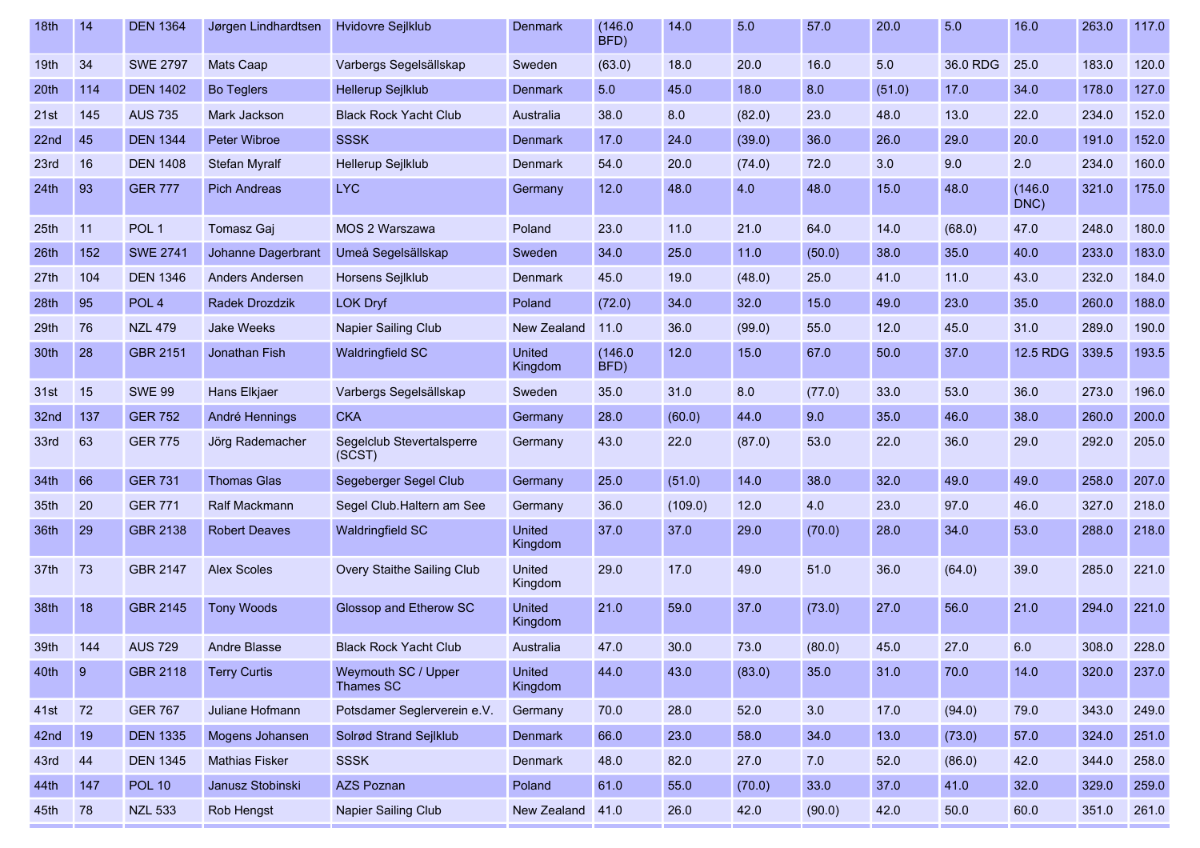| 18th | 14 | DEN 1364 | Jørgen Lindhardtsen | Hvidovre Sejlklub | Denmark | (146.0 BFD) | 14.0 | 5.0 | 57.0 | 20.0 | 5.0 | 16.0 | 263.0 | 117.0 |
|---|---|---|---|---|---|---|---|---|---|---|---|---|---|---|
| 19th | 34 | SWE 2797 | Mats Caap | Varbergs Segelsällskap | Sweden | (63.0) | 18.0 | 20.0 | 16.0 | 5.0 | 36.0 RDG | 25.0 | 183.0 | 120.0 |
| 20th | 114 | DEN 1402 | Bo Teglers | Hellerup Sejlklub | Denmark | 5.0 | 45.0 | 18.0 | 8.0 | (51.0) | 17.0 | 34.0 | 178.0 | 127.0 |
| 21st | 145 | AUS 735 | Mark Jackson | Black Rock Yacht Club | Australia | 38.0 | 8.0 | (82.0) | 23.0 | 48.0 | 13.0 | 22.0 | 234.0 | 152.0 |
| 22nd | 45 | DEN 1344 | Peter Wibroe | SSSK | Denmark | 17.0 | 24.0 | (39.0) | 36.0 | 26.0 | 29.0 | 20.0 | 191.0 | 152.0 |
| 23rd | 16 | DEN 1408 | Stefan Myralf | Hellerup Sejlklub | Denmark | 54.0 | 20.0 | (74.0) | 72.0 | 3.0 | 9.0 | 2.0 | 234.0 | 160.0 |
| 24th | 93 | GER 777 | Pich Andreas | LYC | Germany | 12.0 | 48.0 | 4.0 | 48.0 | 15.0 | 48.0 | (146.0 DNC) | 321.0 | 175.0 |
| 25th | 11 | POL 1 | Tomasz Gaj | MOS 2 Warszawa | Poland | 23.0 | 11.0 | 21.0 | 64.0 | 14.0 | (68.0) | 47.0 | 248.0 | 180.0 |
| 26th | 152 | SWE 2741 | Johanne Dagerbrant | Umeå Segelsällskap | Sweden | 34.0 | 25.0 | 11.0 | (50.0) | 38.0 | 35.0 | 40.0 | 233.0 | 183.0 |
| 27th | 104 | DEN 1346 | Anders Andersen | Horsens Sejlklub | Denmark | 45.0 | 19.0 | (48.0) | 25.0 | 41.0 | 11.0 | 43.0 | 232.0 | 184.0 |
| 28th | 95 | POL 4 | Radek Drozdzik | LOK Dryf | Poland | (72.0) | 34.0 | 32.0 | 15.0 | 49.0 | 23.0 | 35.0 | 260.0 | 188.0 |
| 29th | 76 | NZL 479 | Jake Weeks | Napier Sailing Club | New Zealand | 11.0 | 36.0 | (99.0) | 55.0 | 12.0 | 45.0 | 31.0 | 289.0 | 190.0 |
| 30th | 28 | GBR 2151 | Jonathan Fish | Waldringfield SC | United Kingdom | (146.0 BFD) | 12.0 | 15.0 | 67.0 | 50.0 | 37.0 | 12.5 RDG | 339.5 | 193.5 |
| 31st | 15 | SWE 99 | Hans Elkjaer | Varbergs Segelsällskap | Sweden | 35.0 | 31.0 | 8.0 | (77.0) | 33.0 | 53.0 | 36.0 | 273.0 | 196.0 |
| 32nd | 137 | GER 752 | André Hennings | CKA | Germany | 28.0 | (60.0) | 44.0 | 9.0 | 35.0 | 46.0 | 38.0 | 260.0 | 200.0 |
| 33rd | 63 | GER 775 | Jörg Rademacher | Segelclub Stevertalsperre (SCST) | Germany | 43.0 | 22.0 | (87.0) | 53.0 | 22.0 | 36.0 | 29.0 | 292.0 | 205.0 |
| 34th | 66 | GER 731 | Thomas Glas | Segeberger Segel Club | Germany | 25.0 | (51.0) | 14.0 | 38.0 | 32.0 | 49.0 | 49.0 | 258.0 | 207.0 |
| 35th | 20 | GER 771 | Ralf Mackmann | Segel Club.Haltern am See | Germany | 36.0 | (109.0) | 12.0 | 4.0 | 23.0 | 97.0 | 46.0 | 327.0 | 218.0 |
| 36th | 29 | GBR 2138 | Robert Deaves | Waldringfield SC | United Kingdom | 37.0 | 37.0 | 29.0 | (70.0) | 28.0 | 34.0 | 53.0 | 288.0 | 218.0 |
| 37th | 73 | GBR 2147 | Alex Scoles | Overy Staithe Sailing Club | United Kingdom | 29.0 | 17.0 | 49.0 | 51.0 | 36.0 | (64.0) | 39.0 | 285.0 | 221.0 |
| 38th | 18 | GBR 2145 | Tony Woods | Glossop and Etherow SC | United Kingdom | 21.0 | 59.0 | 37.0 | (73.0) | 27.0 | 56.0 | 21.0 | 294.0 | 221.0 |
| 39th | 144 | AUS 729 | Andre Blasse | Black Rock Yacht Club | Australia | 47.0 | 30.0 | 73.0 | (80.0) | 45.0 | 27.0 | 6.0 | 308.0 | 228.0 |
| 40th | 9 | GBR 2118 | Terry Curtis | Weymouth SC / Upper Thames SC | United Kingdom | 44.0 | 43.0 | (83.0) | 35.0 | 31.0 | 70.0 | 14.0 | 320.0 | 237.0 |
| 41st | 72 | GER 767 | Juliane Hofmann | Potsdamer Seglerverein e.V. | Germany | 70.0 | 28.0 | 52.0 | 3.0 | 17.0 | (94.0) | 79.0 | 343.0 | 249.0 |
| 42nd | 19 | DEN 1335 | Mogens Johansen | Solrød Strand Sejlklub | Denmark | 66.0 | 23.0 | 58.0 | 34.0 | 13.0 | (73.0) | 57.0 | 324.0 | 251.0 |
| 43rd | 44 | DEN 1345 | Mathias Fisker | SSSK | Denmark | 48.0 | 82.0 | 27.0 | 7.0 | 52.0 | (86.0) | 42.0 | 344.0 | 258.0 |
| 44th | 147 | POL 10 | Janusz Stobinski | AZS Poznan | Poland | 61.0 | 55.0 | (70.0) | 33.0 | 37.0 | 41.0 | 32.0 | 329.0 | 259.0 |
| 45th | 78 | NZL 533 | Rob Hengst | Napier Sailing Club | New Zealand | 41.0 | 26.0 | 42.0 | (90.0) | 42.0 | 50.0 | 60.0 | 351.0 | 261.0 |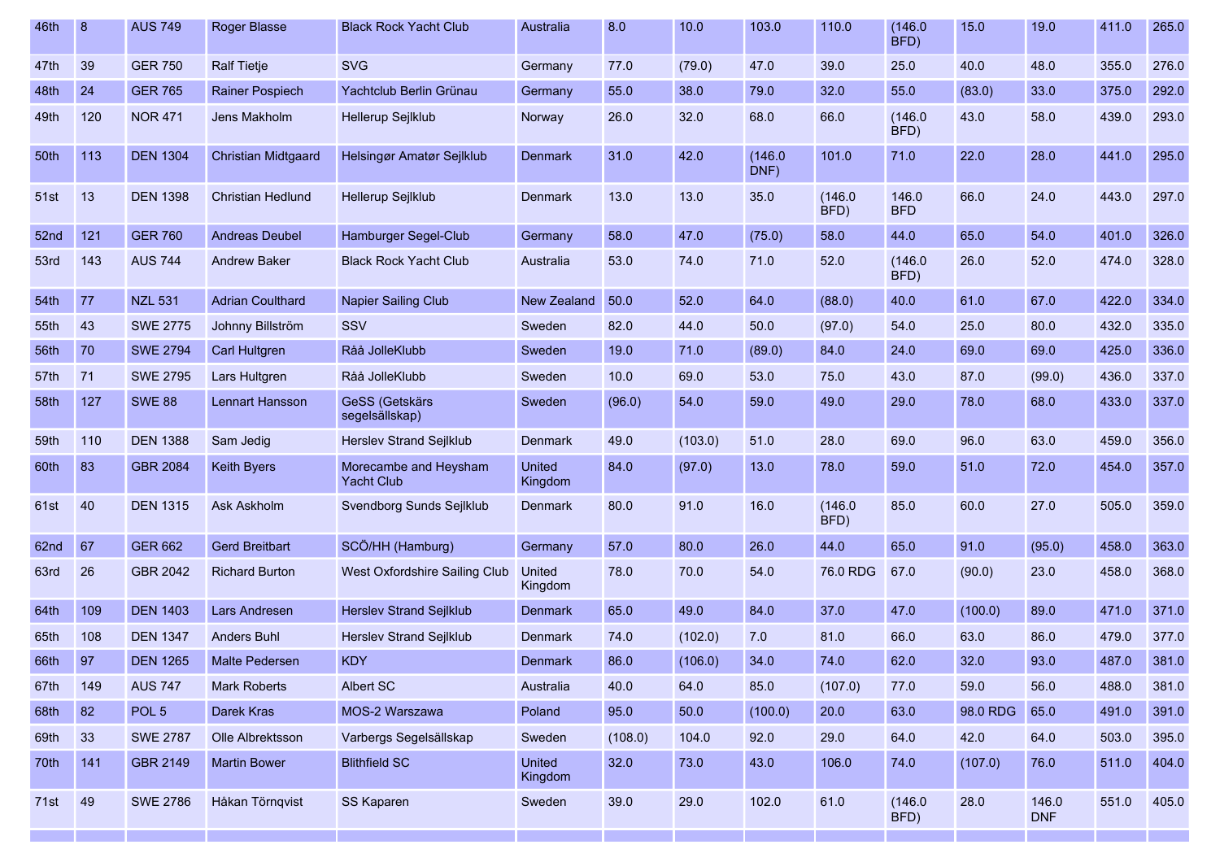| 46th | 8 | AUS 749 | Roger Blasse | Black Rock Yacht Club | Australia | 8.0 | 10.0 | 103.0 | 110.0 | (146.0 BFD) | 15.0 | 19.0 | 411.0 | 265.0 |
|---|---|---|---|---|---|---|---|---|---|---|---|---|---|---|
| 47th | 39 | GER 750 | Ralf Tietje | SVG | Germany | 77.0 | (79.0) | 47.0 | 39.0 | 25.0 | 40.0 | 48.0 | 355.0 | 276.0 |
| 48th | 24 | GER 765 | Rainer Pospiech | Yachtclub Berlin Grünau | Germany | 55.0 | 38.0 | 79.0 | 32.0 | 55.0 | (83.0) | 33.0 | 375.0 | 292.0 |
| 49th | 120 | NOR 471 | Jens Makholm | Hellerup Sejlklub | Norway | 26.0 | 32.0 | 68.0 | 66.0 | (146.0 BFD) | 43.0 | 58.0 | 439.0 | 293.0 |
| 50th | 113 | DEN 1304 | Christian Midtgaard | Helsingør Amatør Sejlklub | Denmark | 31.0 | 42.0 | (146.0 DNF) | 101.0 | 71.0 | 22.0 | 28.0 | 441.0 | 295.0 |
| 51st | 13 | DEN 1398 | Christian Hedlund | Hellerup Sejlklub | Denmark | 13.0 | 13.0 | 35.0 | (146.0 BFD) | 146.0 BFD | 66.0 | 24.0 | 443.0 | 297.0 |
| 52nd | 121 | GER 760 | Andreas Deubel | Hamburger Segel-Club | Germany | 58.0 | 47.0 | (75.0) | 58.0 | 44.0 | 65.0 | 54.0 | 401.0 | 326.0 |
| 53rd | 143 | AUS 744 | Andrew Baker | Black Rock Yacht Club | Australia | 53.0 | 74.0 | 71.0 | 52.0 | (146.0 BFD) | 26.0 | 52.0 | 474.0 | 328.0 |
| 54th | 77 | NZL 531 | Adrian Coulthard | Napier Sailing Club | New Zealand | 50.0 | 52.0 | 64.0 | (88.0) | 40.0 | 61.0 | 67.0 | 422.0 | 334.0 |
| 55th | 43 | SWE 2775 | Johnny Billström | SSV | Sweden | 82.0 | 44.0 | 50.0 | (97.0) | 54.0 | 25.0 | 80.0 | 432.0 | 335.0 |
| 56th | 70 | SWE 2794 | Carl Hultgren | Råå JolleKlubb | Sweden | 19.0 | 71.0 | (89.0) | 84.0 | 24.0 | 69.0 | 69.0 | 425.0 | 336.0 |
| 57th | 71 | SWE 2795 | Lars Hultgren | Råå JolleKlubb | Sweden | 10.0 | 69.0 | 53.0 | 75.0 | 43.0 | 87.0 | (99.0) | 436.0 | 337.0 |
| 58th | 127 | SWE 88 | Lennart Hansson | GeSS (Getskärs segelsällskap) | Sweden | (96.0) | 54.0 | 59.0 | 49.0 | 29.0 | 78.0 | 68.0 | 433.0 | 337.0 |
| 59th | 110 | DEN 1388 | Sam Jedig | Herslev Strand Sejlklub | Denmark | 49.0 | (103.0) | 51.0 | 28.0 | 69.0 | 96.0 | 63.0 | 459.0 | 356.0 |
| 60th | 83 | GBR 2084 | Keith Byers | Morecambe and Heysham Yacht Club | United Kingdom | 84.0 | (97.0) | 13.0 | 78.0 | 59.0 | 51.0 | 72.0 | 454.0 | 357.0 |
| 61st | 40 | DEN 1315 | Ask Askholm | Svendborg Sunds Sejlklub | Denmark | 80.0 | 91.0 | 16.0 | (146.0 BFD) | 85.0 | 60.0 | 27.0 | 505.0 | 359.0 |
| 62nd | 67 | GER 662 | Gerd Breitbart | SCÖ/HH (Hamburg) | Germany | 57.0 | 80.0 | 26.0 | 44.0 | 65.0 | 91.0 | (95.0) | 458.0 | 363.0 |
| 63rd | 26 | GBR 2042 | Richard Burton | West Oxfordshire Sailing Club | United Kingdom | 78.0 | 70.0 | 54.0 | 76.0 RDG | 67.0 | (90.0) | 23.0 | 458.0 | 368.0 |
| 64th | 109 | DEN 1403 | Lars Andresen | Herslev Strand Sejlklub | Denmark | 65.0 | 49.0 | 84.0 | 37.0 | 47.0 | (100.0) | 89.0 | 471.0 | 371.0 |
| 65th | 108 | DEN 1347 | Anders Buhl | Herslev Strand Sejlklub | Denmark | 74.0 | (102.0) | 7.0 | 81.0 | 66.0 | 63.0 | 86.0 | 479.0 | 377.0 |
| 66th | 97 | DEN 1265 | Malte Pedersen | KDY | Denmark | 86.0 | (106.0) | 34.0 | 74.0 | 62.0 | 32.0 | 93.0 | 487.0 | 381.0 |
| 67th | 149 | AUS 747 | Mark Roberts | Albert SC | Australia | 40.0 | 64.0 | 85.0 | (107.0) | 77.0 | 59.0 | 56.0 | 488.0 | 381.0 |
| 68th | 82 | POL 5 | Darek Kras | MOS-2 Warszawa | Poland | 95.0 | 50.0 | (100.0) | 20.0 | 63.0 | 98.0 RDG | 65.0 | 491.0 | 391.0 |
| 69th | 33 | SWE 2787 | Olle Albrektsson | Varbergs Segelsällskap | Sweden | (108.0) | 104.0 | 92.0 | 29.0 | 64.0 | 42.0 | 64.0 | 503.0 | 395.0 |
| 70th | 141 | GBR 2149 | Martin Bower | Blithfield SC | United Kingdom | 32.0 | 73.0 | 43.0 | 106.0 | 74.0 | (107.0) | 76.0 | 511.0 | 404.0 |
| 71st | 49 | SWE 2786 | Håkan Törnqvist | SS Kaparen | Sweden | 39.0 | 29.0 | 102.0 | 61.0 | (146.0 BFD) | 28.0 | 146.0 DNF | 551.0 | 405.0 |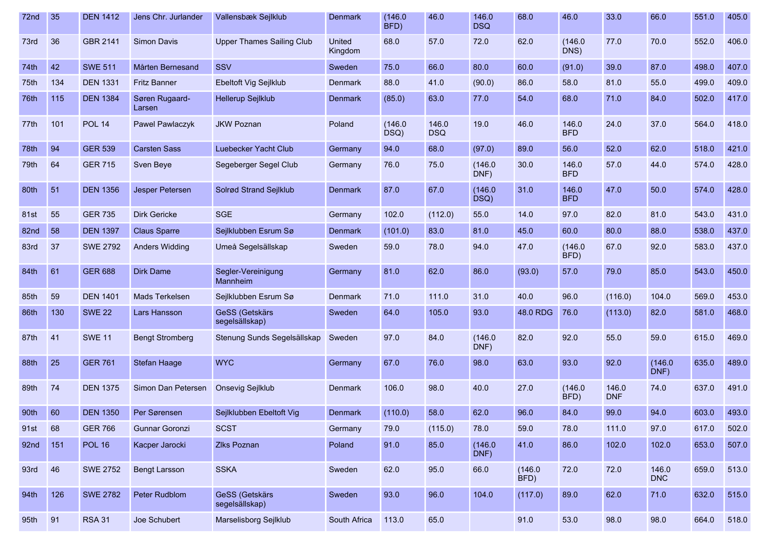| 72nd | 35 | DEN 1412 | Jens Chr. Jurlander | Vallensbæk Sejlklub | Denmark | (146.0 BFD) | 46.0 | 146.0 DSQ | 68.0 | 46.0 | 33.0 | 66.0 | 551.0 | 405.0 |
|---|---|---|---|---|---|---|---|---|---|---|---|---|---|---|
| 73rd | 36 | GBR 2141 | Simon Davis | Upper Thames Sailing Club | United Kingdom | 68.0 | 57.0 | 72.0 | 62.0 | (146.0 DNS) | 77.0 | 70.0 | 552.0 | 406.0 |
| 74th | 42 | SWE 511 | Mårten Bernesand | SSV | Sweden | 75.0 | 66.0 | 80.0 | 60.0 | (91.0) | 39.0 | 87.0 | 498.0 | 407.0 |
| 75th | 134 | DEN 1331 | Fritz Banner | Ebeltoft Vig Sejlklub | Denmark | 88.0 | 41.0 | (90.0) | 86.0 | 58.0 | 81.0 | 55.0 | 499.0 | 409.0 |
| 76th | 115 | DEN 1384 | Søren Rugaard-Larsen | Hellerup Sejlklub | Denmark | (85.0) | 63.0 | 77.0 | 54.0 | 68.0 | 71.0 | 84.0 | 502.0 | 417.0 |
| 77th | 101 | POL 14 | Pawel Pawlaczyk | JKW Poznan | Poland | (146.0 DSQ) | 146.0 DSQ | 19.0 | 46.0 | 146.0 BFD | 24.0 | 37.0 | 564.0 | 418.0 |
| 78th | 94 | GER 539 | Carsten Sass | Luebecker Yacht Club | Germany | 94.0 | 68.0 | (97.0) | 89.0 | 56.0 | 52.0 | 62.0 | 518.0 | 421.0 |
| 79th | 64 | GER 715 | Sven Beye | Segeberger Segel Club | Germany | 76.0 | 75.0 | (146.0 DNF) | 30.0 | 146.0 BFD | 57.0 | 44.0 | 574.0 | 428.0 |
| 80th | 51 | DEN 1356 | Jesper Petersen | Solrød Strand Sejlklub | Denmark | 87.0 | 67.0 | (146.0 DSQ) | 31.0 | 146.0 BFD | 47.0 | 50.0 | 574.0 | 428.0 |
| 81st | 55 | GER 735 | Dirk Gericke | SGE | Germany | 102.0 | (112.0) | 55.0 | 14.0 | 97.0 | 82.0 | 81.0 | 543.0 | 431.0 |
| 82nd | 58 | DEN 1397 | Claus Sparre | Sejlklubben Esrum Sø | Denmark | (101.0) | 83.0 | 81.0 | 45.0 | 60.0 | 80.0 | 88.0 | 538.0 | 437.0 |
| 83rd | 37 | SWE 2792 | Anders Widding | Umeå Segelsällskap | Sweden | 59.0 | 78.0 | 94.0 | 47.0 | (146.0 BFD) | 67.0 | 92.0 | 583.0 | 437.0 |
| 84th | 61 | GER 688 | Dirk Dame | Segler-Vereinigung Mannheim | Germany | 81.0 | 62.0 | 86.0 | (93.0) | 57.0 | 79.0 | 85.0 | 543.0 | 450.0 |
| 85th | 59 | DEN 1401 | Mads Terkelsen | Sejlklubben Esrum Sø | Denmark | 71.0 | 111.0 | 31.0 | 40.0 | 96.0 | (116.0) | 104.0 | 569.0 | 453.0 |
| 86th | 130 | SWE 22 | Lars Hansson | GeSS (Getskärs segelsällskap) | Sweden | 64.0 | 105.0 | 93.0 | 48.0 RDG | 76.0 | (113.0) | 82.0 | 581.0 | 468.0 |
| 87th | 41 | SWE 11 | Bengt Stromberg | Stenung Sunds Segelsällskap | Sweden | 97.0 | 84.0 | (146.0 DNF) | 82.0 | 92.0 | 55.0 | 59.0 | 615.0 | 469.0 |
| 88th | 25 | GER 761 | Stefan Haage | WYC | Germany | 67.0 | 76.0 | 98.0 | 63.0 | 93.0 | 92.0 | (146.0 DNF) | 635.0 | 489.0 |
| 89th | 74 | DEN 1375 | Simon Dan Petersen | Onsevig Sejlklub | Denmark | 106.0 | 98.0 | 40.0 | 27.0 | (146.0 BFD) | 146.0 DNF | 74.0 | 637.0 | 491.0 |
| 90th | 60 | DEN 1350 | Per Sørensen | Sejlklubben Ebeltoft Vig | Denmark | (110.0) | 58.0 | 62.0 | 96.0 | 84.0 | 99.0 | 94.0 | 603.0 | 493.0 |
| 91st | 68 | GER 766 | Gunnar Goronzi | SCST | Germany | 79.0 | (115.0) | 78.0 | 59.0 | 78.0 | 111.0 | 97.0 | 617.0 | 502.0 |
| 92nd | 151 | POL 16 | Kacper Jarocki | Zlks Poznan | Poland | 91.0 | 85.0 | (146.0 DNF) | 41.0 | 86.0 | 102.0 | 102.0 | 653.0 | 507.0 |
| 93rd | 46 | SWE 2752 | Bengt Larsson | SSKA | Sweden | 62.0 | 95.0 | 66.0 | (146.0 BFD) | 72.0 | 72.0 | 146.0 DNC | 659.0 | 513.0 |
| 94th | 126 | SWE 2782 | Peter Rudblom | GeSS (Getskärs segelsällskap) | Sweden | 93.0 | 96.0 | 104.0 | (117.0) | 89.0 | 62.0 | 71.0 | 632.0 | 515.0 |
| 95th | 91 | RSA 31 | Joe Schubert | Marselisborg Sejlklub | South Africa | 113.0 | 65.0 | | 91.0 | 53.0 | 98.0 | 98.0 | 664.0 | 518.0 |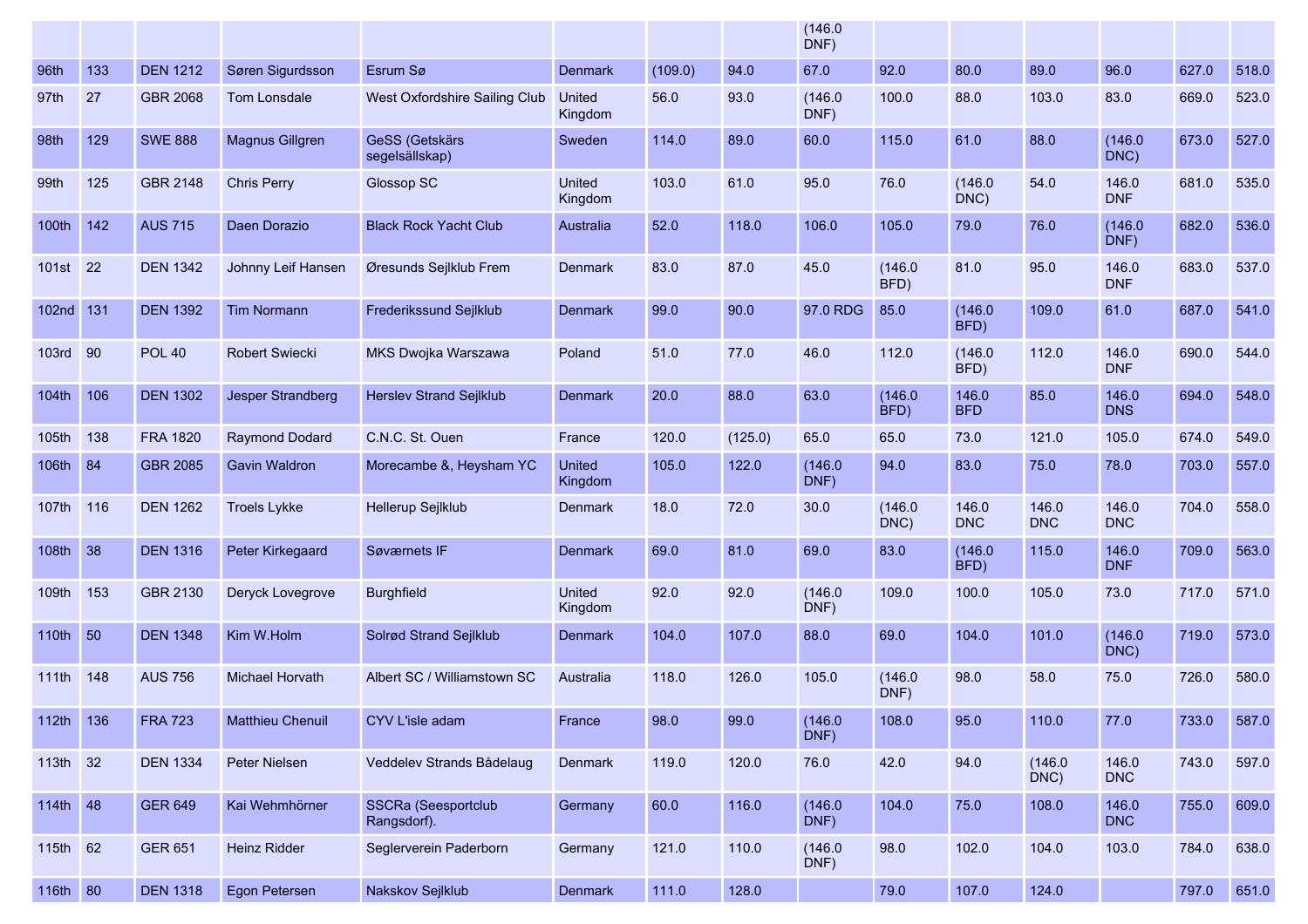| | | | | | | | | (146.0 DNF) | | | | | | |
|---|---|---|---|---|---|---|---|---|---|---|---|---|---|---|
| 96th | 133 | DEN 1212 | Søren Sigurdsson | Esrum Sø | Denmark | (109.0) | 94.0 | 67.0 | 92.0 | 80.0 | 89.0 | 96.0 | 627.0 | 518.0 |
| 97th | 27 | GBR 2068 | Tom Lonsdale | West Oxfordshire Sailing Club | United Kingdom | 56.0 | 93.0 | (146.0 DNF) | 100.0 | 88.0 | 103.0 | 83.0 | 669.0 | 523.0 |
| 98th | 129 | SWE 888 | Magnus Gillgren | GeSS (Getskärs segelsällskap) | Sweden | 114.0 | 89.0 | 60.0 | 115.0 | 61.0 | 88.0 | (146.0 DNC) | 673.0 | 527.0 |
| 99th | 125 | GBR 2148 | Chris Perry | Glossop SC | United Kingdom | 103.0 | 61.0 | 95.0 | 76.0 | (146.0 DNC) | 54.0 | 146.0 DNF | 681.0 | 535.0 |
| 100th | 142 | AUS 715 | Daen Dorazio | Black Rock Yacht Club | Australia | 52.0 | 118.0 | 106.0 | 105.0 | 79.0 | 76.0 | (146.0 DNF) | 682.0 | 536.0 |
| 101st | 22 | DEN 1342 | Johnny Leif Hansen | Øresunds Sejlklub Frem | Denmark | 83.0 | 87.0 | 45.0 | (146.0 BFD) | 81.0 | 95.0 | 146.0 DNF | 683.0 | 537.0 |
| 102nd | 131 | DEN 1392 | Tim Normann | Frederikssund Sejlklub | Denmark | 99.0 | 90.0 | 97.0 RDG | 85.0 | (146.0 BFD) | 109.0 | 61.0 | 687.0 | 541.0 |
| 103rd | 90 | POL 40 | Robert Swiecki | MKS Dwojka Warszawa | Poland | 51.0 | 77.0 | 46.0 | 112.0 | (146.0 BFD) | 112.0 | 146.0 DNF | 690.0 | 544.0 |
| 104th | 106 | DEN 1302 | Jesper Strandberg | Herslev Strand Sejlklub | Denmark | 20.0 | 88.0 | 63.0 | (146.0 BFD) | 146.0 BFD | 85.0 | 146.0 DNS | 694.0 | 548.0 |
| 105th | 138 | FRA 1820 | Raymond Dodard | C.N.C. St. Ouen | France | 120.0 | (125.0) | 65.0 | 65.0 | 73.0 | 121.0 | 105.0 | 674.0 | 549.0 |
| 106th | 84 | GBR 2085 | Gavin Waldron | Morecambe &, Heysham YC | United Kingdom | 105.0 | 122.0 | (146.0 DNF) | 94.0 | 83.0 | 75.0 | 78.0 | 703.0 | 557.0 |
| 107th | 116 | DEN 1262 | Troels Lykke | Hellerup Sejlklub | Denmark | 18.0 | 72.0 | 30.0 | (146.0 DNC) | 146.0 DNC | 146.0 DNC | 146.0 DNC | 704.0 | 558.0 |
| 108th | 38 | DEN 1316 | Peter Kirkegaard | Søværnets IF | Denmark | 69.0 | 81.0 | 69.0 | 83.0 | (146.0 BFD) | 115.0 | 146.0 DNF | 709.0 | 563.0 |
| 109th | 153 | GBR 2130 | Deryck Lovegrove | Burghfield | United Kingdom | 92.0 | 92.0 | (146.0 DNF) | 109.0 | 100.0 | 105.0 | 73.0 | 717.0 | 571.0 |
| 110th | 50 | DEN 1348 | Kim W.Holm | Solrød Strand Sejlklub | Denmark | 104.0 | 107.0 | 88.0 | 69.0 | 104.0 | 101.0 | (146.0 DNC) | 719.0 | 573.0 |
| 111th | 148 | AUS 756 | Michael Horvath | Albert SC / Williamstown SC | Australia | 118.0 | 126.0 | 105.0 | (146.0 DNF) | 98.0 | 58.0 | 75.0 | 726.0 | 580.0 |
| 112th | 136 | FRA 723 | Matthieu Chenuil | CYV L'isle adam | France | 98.0 | 99.0 | (146.0 DNF) | 108.0 | 95.0 | 110.0 | 77.0 | 733.0 | 587.0 |
| 113th | 32 | DEN 1334 | Peter Nielsen | Veddelev Strands Bådelaug | Denmark | 119.0 | 120.0 | 76.0 | 42.0 | 94.0 | (146.0 DNC) | 146.0 DNC | 743.0 | 597.0 |
| 114th | 48 | GER 649 | Kai Wehmhörner | SSCRa (Seesportclub Rangsdorf). | Germany | 60.0 | 116.0 | (146.0 DNF) | 104.0 | 75.0 | 108.0 | 146.0 DNC | 755.0 | 609.0 |
| 115th | 62 | GER 651 | Heinz Ridder | Seglerverein Paderborn | Germany | 121.0 | 110.0 | (146.0 DNF) | 98.0 | 102.0 | 104.0 | 103.0 | 784.0 | 638.0 |
| 116th | 80 | DEN 1318 | Egon Petersen | Nakskov Sejlklub | Denmark | 111.0 | 128.0 | | 79.0 | 107.0 | 124.0 | | 797.0 | 651.0 |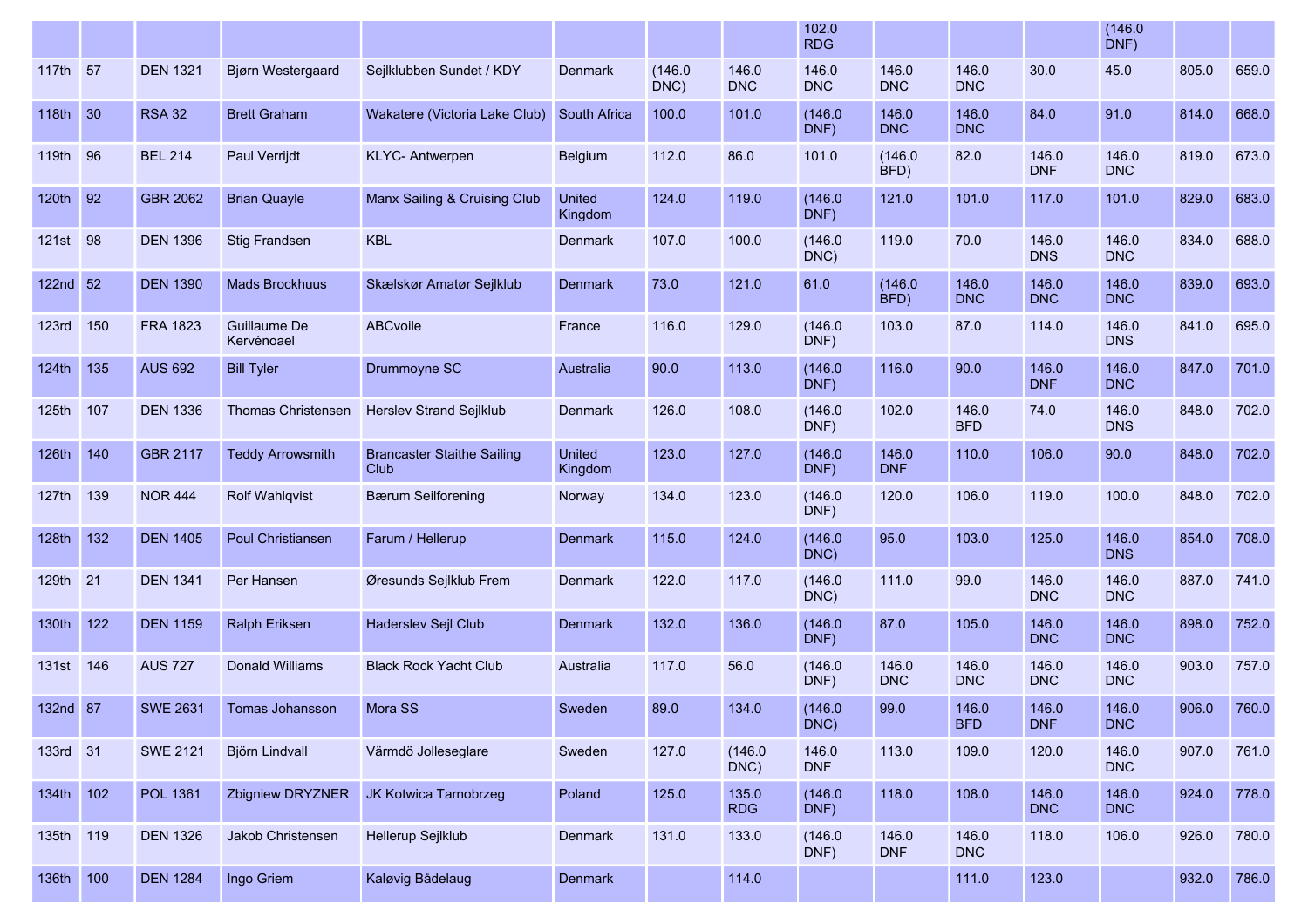| | | | | | | | | | | | | | | |
|---|---|---|---|---|---|---|---|---|---|---|---|---|---|---|
| | | | | | | | | 102.0 RDG | | | | (146.0 DNF) | | |
| 117th | 57 | DEN 1321 | Bjørn Westergaard | Sejlklubben Sundet / KDY | Denmark | (146.0 DNC) | 146.0 DNC | 146.0 DNC | 146.0 DNC | 146.0 DNC | 30.0 | 45.0 | 805.0 | 659.0 |
| 118th | 30 | RSA 32 | Brett Graham | Wakatere (Victoria Lake Club) | South Africa | 100.0 | 101.0 | (146.0 DNF) | 146.0 DNC | 146.0 DNC | 84.0 | 91.0 | 814.0 | 668.0 |
| 119th | 96 | BEL 214 | Paul Verrijdt | KLYC- Antwerpen | Belgium | 112.0 | 86.0 | 101.0 | (146.0 BFD) | 82.0 | 146.0 DNF | 146.0 DNC | 819.0 | 673.0 |
| 120th | 92 | GBR 2062 | Brian Quayle | Manx Sailing & Cruising Club | United Kingdom | 124.0 | 119.0 | (146.0 DNF) | 121.0 | 101.0 | 117.0 | 101.0 | 829.0 | 683.0 |
| 121st | 98 | DEN 1396 | Stig Frandsen | KBL | Denmark | 107.0 | 100.0 | (146.0 DNC) | 119.0 | 70.0 | 146.0 DNS | 146.0 DNC | 834.0 | 688.0 |
| 122nd | 52 | DEN 1390 | Mads Brockhuus | Skælskør Amatør Sejlklub | Denmark | 73.0 | 121.0 | 61.0 | (146.0 BFD) | 146.0 DNC | 146.0 DNC | 146.0 DNC | 839.0 | 693.0 |
| 123rd | 150 | FRA 1823 | Guillaume De Kervénoael | ABCvoile | France | 116.0 | 129.0 | (146.0 DNF) | 103.0 | 87.0 | 114.0 | 146.0 DNS | 841.0 | 695.0 |
| 124th | 135 | AUS 692 | Bill Tyler | Drummoyne SC | Australia | 90.0 | 113.0 | (146.0 DNF) | 116.0 | 90.0 | 146.0 DNF | 146.0 DNC | 847.0 | 701.0 |
| 125th | 107 | DEN 1336 | Thomas Christensen | Herslev Strand Sejlklub | Denmark | 126.0 | 108.0 | (146.0 DNF) | 102.0 | 146.0 BFD | 74.0 | 146.0 DNS | 848.0 | 702.0 |
| 126th | 140 | GBR 2117 | Teddy Arrowsmith | Brancaster Staithe Sailing Club | United Kingdom | 123.0 | 127.0 | (146.0 DNF) | 146.0 DNF | 110.0 | 106.0 | 90.0 | 848.0 | 702.0 |
| 127th | 139 | NOR 444 | Rolf Wahlqvist | Bærum Seilforening | Norway | 134.0 | 123.0 | (146.0 DNF) | 120.0 | 106.0 | 119.0 | 100.0 | 848.0 | 702.0 |
| 128th | 132 | DEN 1405 | Poul Christiansen | Farum / Hellerup | Denmark | 115.0 | 124.0 | (146.0 DNC) | 95.0 | 103.0 | 125.0 | 146.0 DNS | 854.0 | 708.0 |
| 129th | 21 | DEN 1341 | Per Hansen | Øresunds Sejlklub Frem | Denmark | 122.0 | 117.0 | (146.0 DNC) | 111.0 | 99.0 | 146.0 DNC | 146.0 DNC | 887.0 | 741.0 |
| 130th | 122 | DEN 1159 | Ralph Eriksen | Haderslev Sejl Club | Denmark | 132.0 | 136.0 | (146.0 DNF) | 87.0 | 105.0 | 146.0 DNC | 146.0 DNC | 898.0 | 752.0 |
| 131st | 146 | AUS 727 | Donald Williams | Black Rock Yacht Club | Australia | 117.0 | 56.0 | (146.0 DNF) | 146.0 DNC | 146.0 DNC | 146.0 DNC | 146.0 DNC | 903.0 | 757.0 |
| 132nd | 87 | SWE 2631 | Tomas Johansson | Mora SS | Sweden | 89.0 | 134.0 | (146.0 DNC) | 99.0 | 146.0 BFD | 146.0 DNF | 146.0 DNC | 906.0 | 760.0 |
| 133rd | 31 | SWE 2121 | Björn Lindvall | Värmdö Jolleseglare | Sweden | 127.0 | (146.0 DNC) | 146.0 DNF | 113.0 | 109.0 | 120.0 | 146.0 DNC | 907.0 | 761.0 |
| 134th | 102 | POL 1361 | Zbigniew DRYZNER | JK Kotwica Tarnobrzeg | Poland | 125.0 | 135.0 RDG | (146.0 DNF) | 118.0 | 108.0 | 146.0 DNC | 146.0 DNC | 924.0 | 778.0 |
| 135th | 119 | DEN 1326 | Jakob Christensen | Hellerup Sejlklub | Denmark | 131.0 | 133.0 | (146.0 DNF) | 146.0 DNF | 146.0 DNC | 118.0 | 106.0 | 926.0 | 780.0 |
| 136th | 100 | DEN 1284 | Ingo Griem | Kaløvig Bådelaug | Denmark | | 114.0 | | | 111.0 | 123.0 | | 932.0 | 786.0 |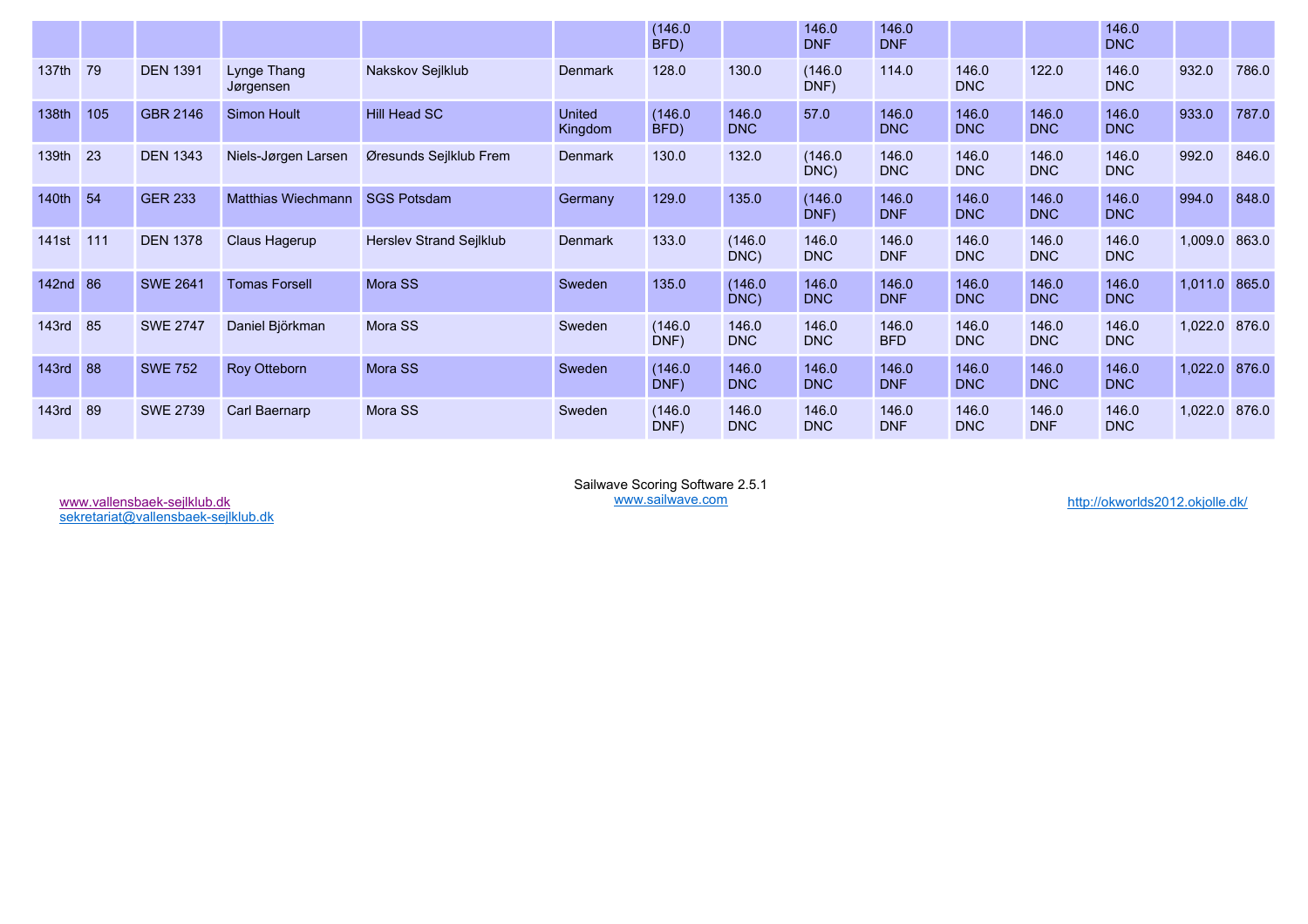| | | | | | | | | | | | | | | |
|---|---|---|---|---|---|---|---|---|---|---|---|---|---|---|
| | | | | | | (146.0 BFD) | | 146.0 DNF | 146.0 DNF | | | 146.0 DNC | | |
| 137th | 79 | DEN 1391 | Lynge Thang Jørgensen | Nakskov Sejlklub | Denmark | 128.0 | 130.0 | (146.0 DNF) | 114.0 | 146.0 DNC | 122.0 | 146.0 DNC | 932.0 | 786.0 |
| 138th | 105 | GBR 2146 | Simon Hoult | Hill Head SC | United Kingdom | (146.0 BFD) | 146.0 DNC | 57.0 | 146.0 DNC | 146.0 DNC | 146.0 DNC | 146.0 DNC | 933.0 | 787.0 |
| 139th | 23 | DEN 1343 | Niels-Jørgen Larsen | Øresunds Sejlklub Frem | Denmark | 130.0 | 132.0 | (146.0 DNC) | 146.0 DNC | 146.0 DNC | 146.0 DNC | 146.0 DNC | 992.0 | 846.0 |
| 140th | 54 | GER 233 | Matthias Wiechmann | SGS Potsdam | Germany | 129.0 | 135.0 | (146.0 DNF) | 146.0 DNF | 146.0 DNC | 146.0 DNC | 146.0 DNC | 994.0 | 848.0 |
| 141st | 111 | DEN 1378 | Claus Hagerup | Herslev Strand Sejlklub | Denmark | 133.0 | (146.0 DNC) | 146.0 DNC | 146.0 DNF | 146.0 DNC | 146.0 DNC | 146.0 DNC | 1,009.0 | 863.0 |
| 142nd | 86 | SWE 2641 | Tomas Forsell | Mora SS | Sweden | 135.0 | (146.0 DNC) | 146.0 DNC | 146.0 DNF | 146.0 DNC | 146.0 DNC | 146.0 DNC | 1,011.0 | 865.0 |
| 143rd | 85 | SWE 2747 | Daniel Björkman | Mora SS | Sweden | (146.0 DNF) | 146.0 DNC | 146.0 DNC | 146.0 BFD | 146.0 DNC | 146.0 DNC | 146.0 DNC | 1,022.0 | 876.0 |
| 143rd | 88 | SWE 752 | Roy Otteborn | Mora SS | Sweden | (146.0 DNF) | 146.0 DNC | 146.0 DNC | 146.0 DNF | 146.0 DNC | 146.0 DNC | 146.0 DNC | 1,022.0 | 876.0 |
| 143rd | 89 | SWE 2739 | Carl Baernarp | Mora SS | Sweden | (146.0 DNF) | 146.0 DNC | 146.0 DNC | 146.0 DNF | 146.0 DNC | 146.0 DNF | 146.0 DNC | 1,022.0 | 876.0 |

www.vallensbaek-sejlklub.dk
sekretariat@vallensbaek-sejlklub.dk

Sailwave Scoring Software 2.5.1
www.sailwave.com

http://okworlds2012.okjolle.dk/